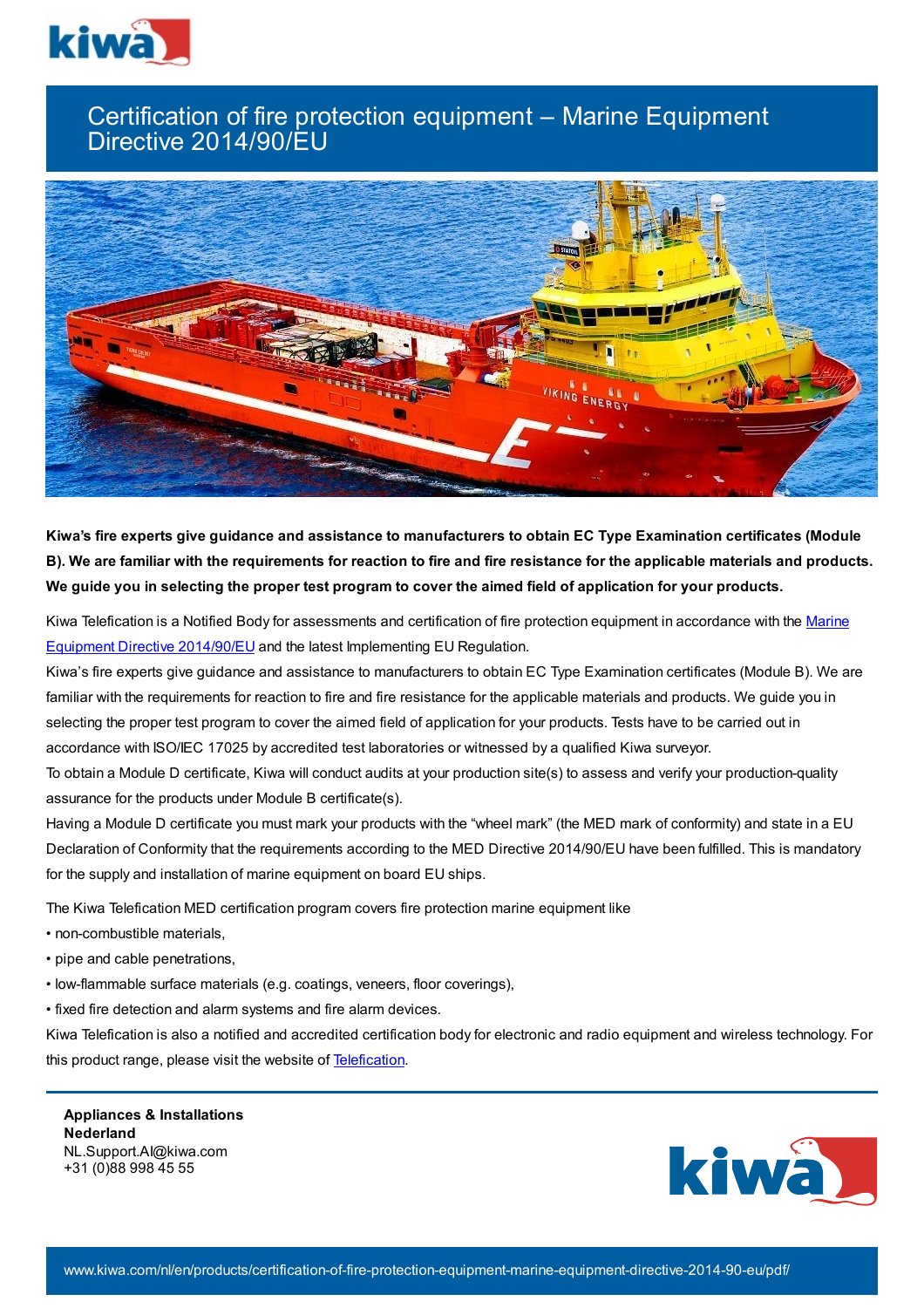# Certification of fire protection equipment – Marine Equipment Directive 2014/90/EU

**Kiwa's fire experts give guidance and assistance to manufacturers to obtain EC Type Examination certificates (Module B). We are familiar with the requirements for reaction to fire and fire resistance for the applicable materials and products. We guide you in selecting the proper test program to cover the aimed field of application for your products.**

Kiwa Telefication is a Notified Body for assessments and certification of fire protection equipment in accordance with the [Marine Equipment Directive 2014/90/EU]() and the latest Implementing EU Regulation.

Kiwa's fire experts give guidance and assistance to manufacturers to obtain EC Type Examination certificates (Module B). We are familiar with the requirements for reaction to fire and fire resistance for the applicable materials and products. We guide you in selecting the proper test program to cover the aimed field of application for your products. Tests have to be carried out in accordance with ISO/IEC 17025 by accredited test laboratories or witnessed by a qualified Kiwa surveyor.

To obtain a Module D certificate, Kiwa will conduct audits at your production site(s) to assess and verify your production-quality assurance for the products under Module B certificate(s).

Having a Module D certificate you must mark your products with the "wheel mark" (the MED mark of conformity) and state in a EU Declaration of Conformity that the requirements according to the MED Directive 2014/90/EU have been fulfilled. This is mandatory for the supply and installation of marine equipment on board EU ships.

The Kiwa Telefication MED certification program covers fire protection marine equipment like

- non-combustible materials,
- pipe and cable penetrations,
- low-flammable surface materials (e.g. coatings, veneers, floor coverings),
- fixed fire detection and alarm systems and fire alarm devices.

Kiwa Telefication is also a notified and accredited certification body for electronic and radio equipment and wireless technology. For this product range, please visit the website of [Telefication]().

**Appliances & Installations**
**Nederland**
NL.Support.AI@kiwa.com
+31 (0)88 998 45 55

www.kiwa.com/nl/en/products/certification-of-fire-protection-equipment-marine-equipment-directive-2014-90-eu/pdf/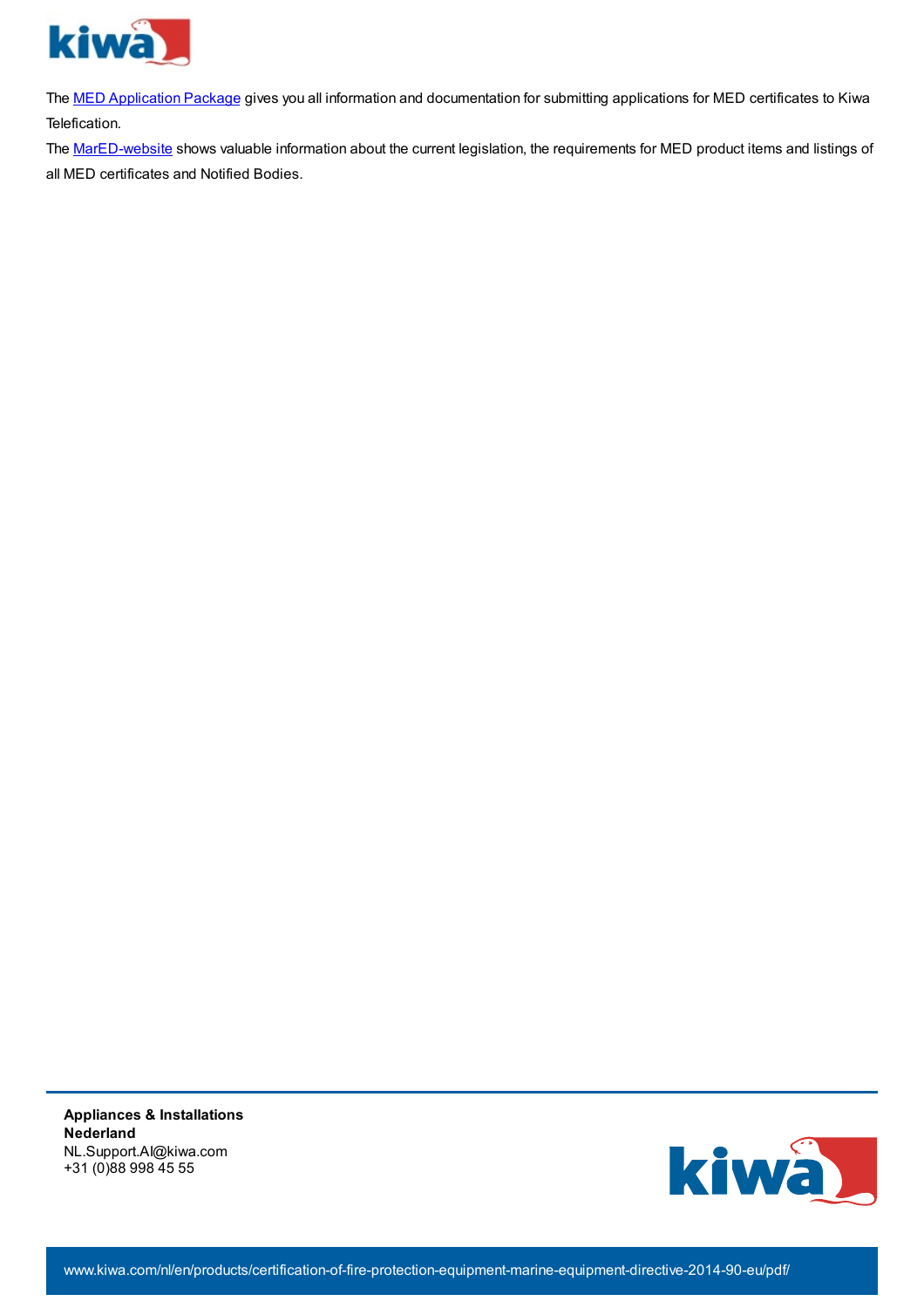The MED Application Package gives you all information and documentation for submitting applications for MED certificates to Kiwa Telefication.

The MarED-website shows valuable information about the current legislation, the requirements for MED product items and listings of all MED certificates and Notified Bodies.

**Appliances & Installations**
**Nederland**
NL.Support.AI@kiwa.com
+31 (0)88 998 45 55